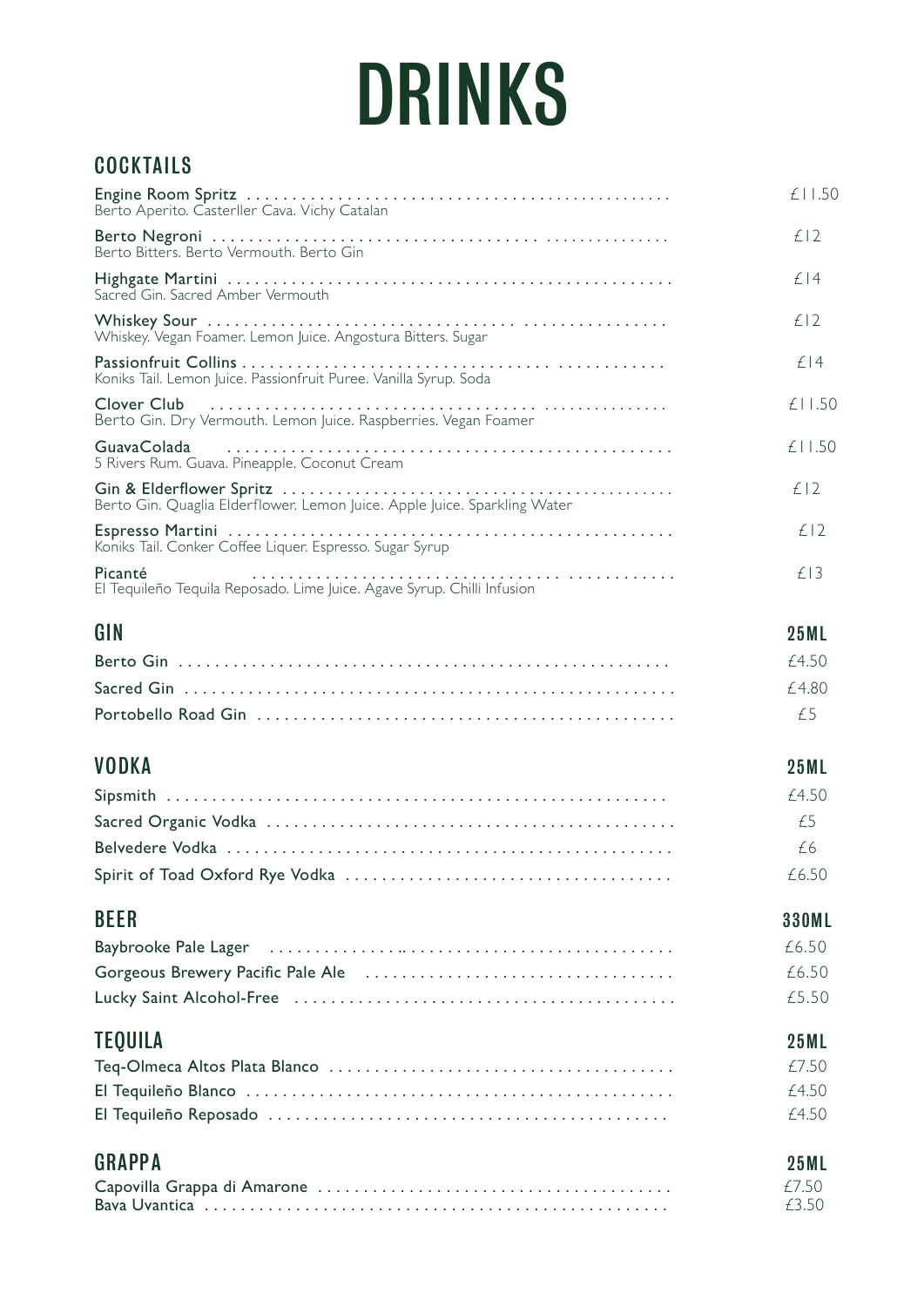# DRINKS

## COCKTAILS

| Item | Price |
| --- | --- |
| **Engine Room Spritz**<br>Berto Aperito. Casterller Cava. Vichy Catalan | £11.50 |
| **Berto Negroni**<br>Berto Bitters. Berto Vermouth. Berto Gin | £12 |
| **Highgate Martini**<br>Sacred Gin. Sacred Amber Vermouth | £14 |
| **Whiskey Sour**<br>Whiskey. Vegan Foamer. Lemon Juice. Angostura Bitters. Sugar | £12 |
| **Passionfruit Collins**<br>Koniks Tail. Lemon Juice. Passionfruit Puree. Vanilla Syrup. Soda | £14 |
| **Clover Club**<br>Berto Gin. Dry Vermouth. Lemon Juice. Raspberries. Vegan Foamer | £11.50 |
| **GuavaColada**<br>5 Rivers Rum. Guava. Pineapple. Coconut Cream | £11.50 |
| **Gin & Elderflower Spritz**<br>Berto Gin. Quaglia Elderflower. Lemon Juice. Apple Juice. Sparkling Water | £12 |
| **Espresso Martini**<br>Koniks Tail. Conker Coffee Liquer. Espresso. Sugar Syrup | £12 |
| **Picanté**<br>El Tequileño Tequila Reposado. Lime Juice. Agave Syrup. Chilli Infusion | £13 |

## GIN

| GIN | 25ML |
| --- | --- |
| Berto Gin | £4.50 |
| Sacred Gin | £4.80 |
| Portobello Road Gin | £5 |

## VODKA

| VODKA | 25ML |
| --- | --- |
| Sipsmith | £4.50 |
| Sacred Organic Vodka | £5 |
| Belvedere Vodka | £6 |
| Spirit of Toad Oxford Rye Vodka | £6.50 |

## BEER

| BEER | 330ML |
| --- | --- |
| Baybrooke Pale Lager | £6.50 |
| Gorgeous Brewery Pacific Pale Ale | £6.50 |
| Lucky Saint Alcohol-Free | £5.50 |

## TEQUILA

| TEQUILA | 25ML |
| --- | --- |
| Teq-Olmeca Altos Plata Blanco | £7.50 |
| El Tequileño Blanco | £4.50 |
| El Tequileño Reposado | £4.50 |

## GRAPPA

| GRAPPA | 25ML |
| --- | --- |
| Capovilla Grappa di Amarone | £7.50 |
| Bava Uvantica | £3.50 |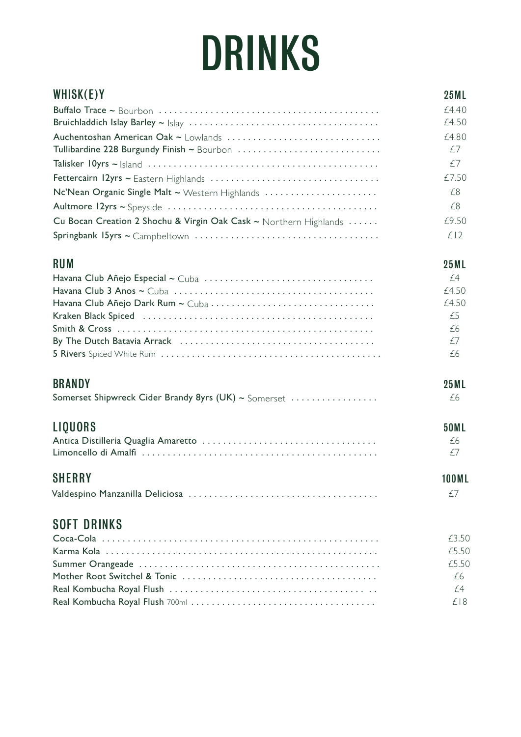# DRINKS

## WHISK(E)Y

| WHISK(E)Y | 25ML |
| --- | --- |
| Buffalo Trace ~ Bourbon | £4.40 |
| Bruichladdich Islay Barley ~ Islay | £4.50 |
| Auchentoshan American Oak ~ Lowlands | £4.80 |
| Tullibardine 228 Burgundy Finish ~ Bourbon | £7 |
| Talisker 10yrs ~ Island | £7 |
| Fettercairn 12yrs ~ Eastern Highlands | £7.50 |
| Nc'Nean Organic Single Malt ~ Western Highlands | £8 |
| Aultmore 12yrs ~ Speyside | £8 |
| Cu Bocan Creation 2 Shochu & Virgin Oak Cask ~ Northern Highlands | £9.50 |
| Springbank 15yrs ~ Campbeltown | £12 |

## RUM

| RUM | 25ML |
| --- | --- |
| Havana Club Añejo Especial ~ Cuba | £4 |
| Havana Club 3 Anos ~ Cuba | £4.50 |
| Havana Club Añejo Dark Rum ~ Cuba | £4.50 |
| Kraken Black Spiced | £5 |
| Smith & Cross | £6 |
| By The Dutch Batavia Arrack | £7 |
| 5 Rivers Spiced White Rum | £6 |

## BRANDY

| BRANDY | 25ML |
| --- | --- |
| Somerset Shipwreck Cider Brandy 8yrs (UK) ~ Somerset | £6 |

## LIQUORS

| LIQUORS | 50ML |
| --- | --- |
| Antica Distilleria Quaglia Amaretto | £6 |
| Limoncello di Amalfi | £7 |

## SHERRY

| SHERRY | 100ML |
| --- | --- |
| Valdespino Manzanilla Deliciosa | £7 |

## SOFT DRINKS

| | |
| --- | --- |
| Coca-Cola | £3.50 |
| Karma Kola | £5.50 |
| Summer Orangeade | £5.50 |
| Mother Root Switchel & Tonic | £6 |
| Real Kombucha Royal Flush | £4 |
| Real Kombucha Royal Flush 700ml | £18 |